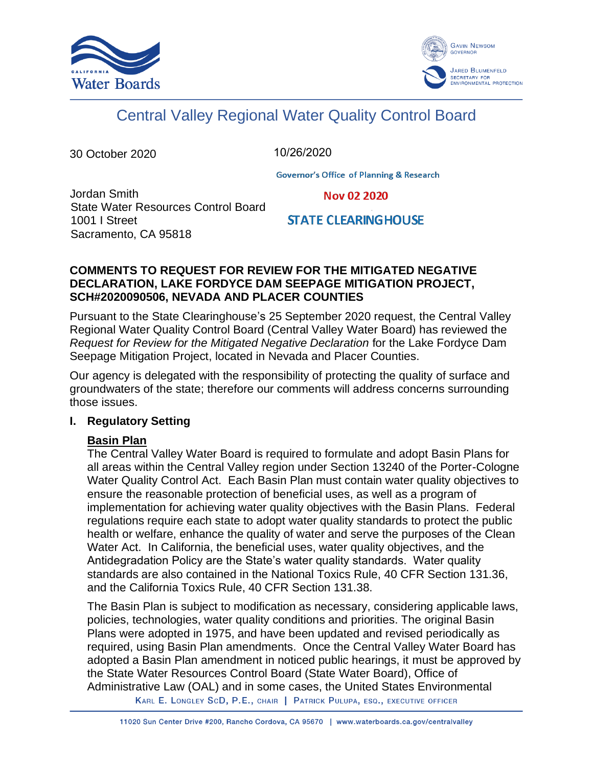Central Valley Regional Water Quality Control Board

30 October 2020

10/26/2020

Governor's Office of Planning & Research

Nov 02 2020

STATE CLEARINGHOUSE

Jordan Smith
State Water Resources Control Board
1001 I Street
Sacramento, CA 95818

**COMMENTS TO REQUEST FOR REVIEW FOR THE MITIGATED NEGATIVE DECLARATION, LAKE FORDYCE DAM SEEPAGE MITIGATION PROJECT, SCH#2020090506, NEVADA AND PLACER COUNTIES**

Pursuant to the State Clearinghouse's 25 September 2020 request, the Central Valley Regional Water Quality Control Board (Central Valley Water Board) has reviewed the *Request for Review for the Mitigated Negative Declaration* for the Lake Fordyce Dam Seepage Mitigation Project, located in Nevada and Placer Counties.

Our agency is delegated with the responsibility of protecting the quality of surface and groundwaters of the state; therefore our comments will address concerns surrounding those issues.

## I. Regulatory Setting

**Basin Plan**

The Central Valley Water Board is required to formulate and adopt Basin Plans for all areas within the Central Valley region under Section 13240 of the Porter-Cologne Water Quality Control Act. Each Basin Plan must contain water quality objectives to ensure the reasonable protection of beneficial uses, as well as a program of implementation for achieving water quality objectives with the Basin Plans. Federal regulations require each state to adopt water quality standards to protect the public health or welfare, enhance the quality of water and serve the purposes of the Clean Water Act. In California, the beneficial uses, water quality objectives, and the Antidegradation Policy are the State's water quality standards. Water quality standards are also contained in the National Toxics Rule, 40 CFR Section 131.36, and the California Toxics Rule, 40 CFR Section 131.38.

The Basin Plan is subject to modification as necessary, considering applicable laws, policies, technologies, water quality conditions and priorities. The original Basin Plans were adopted in 1975, and have been updated and revised periodically as required, using Basin Plan amendments. Once the Central Valley Water Board has adopted a Basin Plan amendment in noticed public hearings, it must be approved by the State Water Resources Control Board (State Water Board), Office of Administrative Law (OAL) and in some cases, the United States Environmental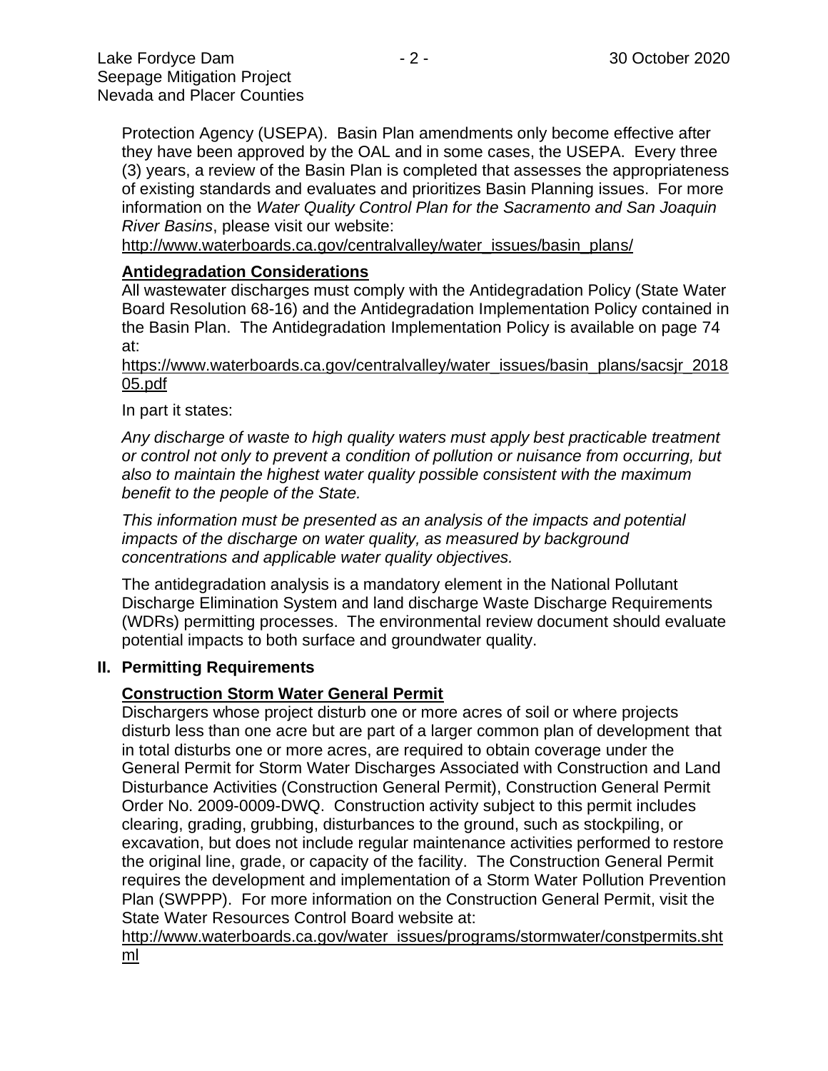Protection Agency (USEPA). Basin Plan amendments only become effective after they have been approved by the OAL and in some cases, the USEPA. Every three (3) years, a review of the Basin Plan is completed that assesses the appropriateness of existing standards and evaluates and prioritizes Basin Planning issues. For more information on the *Water Quality Control Plan for the Sacramento and San Joaquin River Basins*, please visit our website:

http://www.waterboards.ca.gov/centralvalley/water_issues/basin_plans/

**Antidegradation Considerations**

All wastewater discharges must comply with the Antidegradation Policy (State Water Board Resolution 68-16) and the Antidegradation Implementation Policy contained in the Basin Plan. The Antidegradation Implementation Policy is available on page 74 at:

https://www.waterboards.ca.gov/centralvalley/water_issues/basin_plans/sacsjr_201805.pdf

In part it states:

*Any discharge of waste to high quality waters must apply best practicable treatment or control not only to prevent a condition of pollution or nuisance from occurring, but also to maintain the highest water quality possible consistent with the maximum benefit to the people of the State.*

*This information must be presented as an analysis of the impacts and potential impacts of the discharge on water quality, as measured by background concentrations and applicable water quality objectives.*

The antidegradation analysis is a mandatory element in the National Pollutant Discharge Elimination System and land discharge Waste Discharge Requirements (WDRs) permitting processes. The environmental review document should evaluate potential impacts to both surface and groundwater quality.

## II. Permitting Requirements

**Construction Storm Water General Permit**

Dischargers whose project disturb one or more acres of soil or where projects disturb less than one acre but are part of a larger common plan of development that in total disturbs one or more acres, are required to obtain coverage under the General Permit for Storm Water Discharges Associated with Construction and Land Disturbance Activities (Construction General Permit), Construction General Permit Order No. 2009-0009-DWQ. Construction activity subject to this permit includes clearing, grading, grubbing, disturbances to the ground, such as stockpiling, or excavation, but does not include regular maintenance activities performed to restore the original line, grade, or capacity of the facility. The Construction General Permit requires the development and implementation of a Storm Water Pollution Prevention Plan (SWPPP). For more information on the Construction General Permit, visit the State Water Resources Control Board website at:

http://www.waterboards.ca.gov/water_issues/programs/stormwater/constpermits.shtml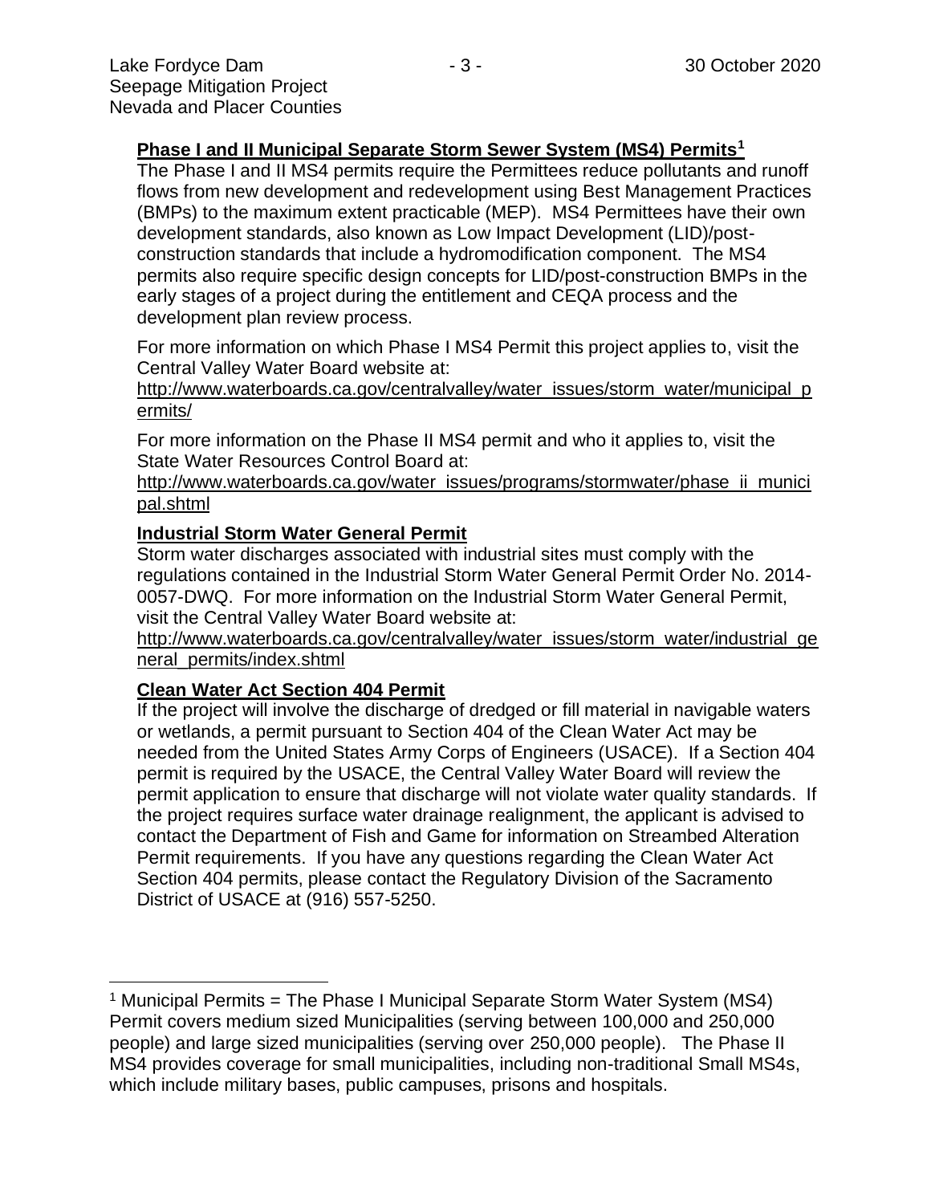**Phase I and II Municipal Separate Storm Sewer System (MS4) Permits**[1]

The Phase I and II MS4 permits require the Permittees reduce pollutants and runoff flows from new development and redevelopment using Best Management Practices (BMPs) to the maximum extent practicable (MEP). MS4 Permittees have their own development standards, also known as Low Impact Development (LID)/post-construction standards that include a hydromodification component. The MS4 permits also require specific design concepts for LID/post-construction BMPs in the early stages of a project during the entitlement and CEQA process and the development plan review process.

For more information on which Phase I MS4 Permit this project applies to, visit the Central Valley Water Board website at:
http://www.waterboards.ca.gov/centralvalley/water_issues/storm_water/municipal_permits/

For more information on the Phase II MS4 permit and who it applies to, visit the State Water Resources Control Board at:
http://www.waterboards.ca.gov/water_issues/programs/stormwater/phase_ii_municipal.shtml

**Industrial Storm Water General Permit**

Storm water discharges associated with industrial sites must comply with the regulations contained in the Industrial Storm Water General Permit Order No. 2014-0057-DWQ. For more information on the Industrial Storm Water General Permit, visit the Central Valley Water Board website at:
http://www.waterboards.ca.gov/centralvalley/water_issues/storm_water/industrial_general_permits/index.shtml

**Clean Water Act Section 404 Permit**

If the project will involve the discharge of dredged or fill material in navigable waters or wetlands, a permit pursuant to Section 404 of the Clean Water Act may be needed from the United States Army Corps of Engineers (USACE). If a Section 404 permit is required by the USACE, the Central Valley Water Board will review the permit application to ensure that discharge will not violate water quality standards. If the project requires surface water drainage realignment, the applicant is advised to contact the Department of Fish and Game for information on Streambed Alteration Permit requirements. If you have any questions regarding the Clean Water Act Section 404 permits, please contact the Regulatory Division of the Sacramento District of USACE at (916) 557-5250.

---

[1] Municipal Permits = The Phase I Municipal Separate Storm Water System (MS4) Permit covers medium sized Municipalities (serving between 100,000 and 250,000 people) and large sized municipalities (serving over 250,000 people). The Phase II MS4 provides coverage for small municipalities, including non-traditional Small MS4s, which include military bases, public campuses, prisons and hospitals.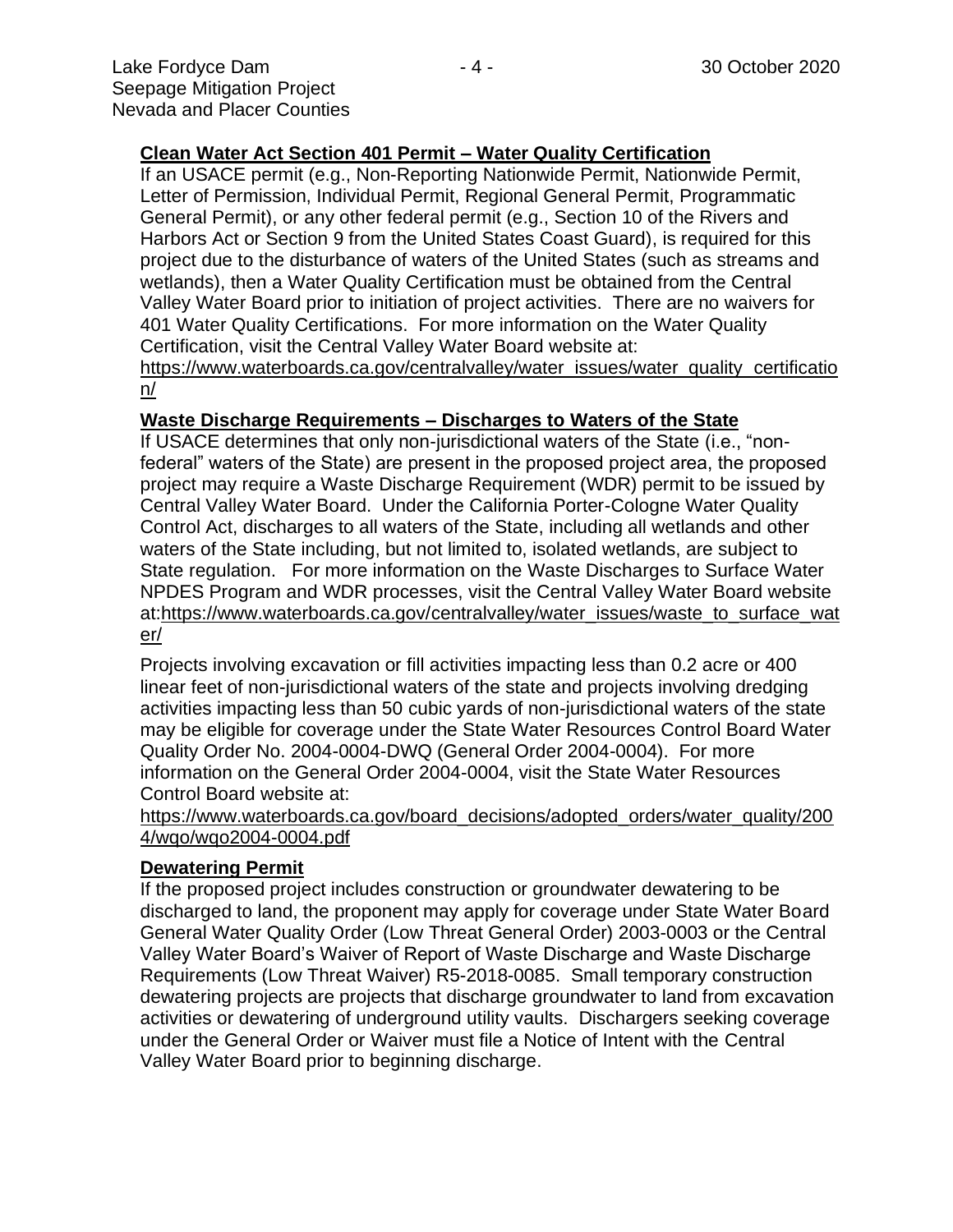## **Clean Water Act Section 401 Permit – Water Quality Certification**

If an USACE permit (e.g., Non-Reporting Nationwide Permit, Nationwide Permit, Letter of Permission, Individual Permit, Regional General Permit, Programmatic General Permit), or any other federal permit (e.g., Section 10 of the Rivers and Harbors Act or Section 9 from the United States Coast Guard), is required for this project due to the disturbance of waters of the United States (such as streams and wetlands), then a Water Quality Certification must be obtained from the Central Valley Water Board prior to initiation of project activities. There are no waivers for 401 Water Quality Certifications. For more information on the Water Quality Certification, visit the Central Valley Water Board website at: https://www.waterboards.ca.gov/centralvalley/water_issues/water_quality_certification/

## **Waste Discharge Requirements – Discharges to Waters of the State**

If USACE determines that only non-jurisdictional waters of the State (i.e., "non-federal" waters of the State) are present in the proposed project area, the proposed project may require a Waste Discharge Requirement (WDR) permit to be issued by Central Valley Water Board. Under the California Porter-Cologne Water Quality Control Act, discharges to all waters of the State, including all wetlands and other waters of the State including, but not limited to, isolated wetlands, are subject to State regulation. For more information on the Waste Discharges to Surface Water NPDES Program and WDR processes, visit the Central Valley Water Board website at:https://www.waterboards.ca.gov/centralvalley/water_issues/waste_to_surface_water/

Projects involving excavation or fill activities impacting less than 0.2 acre or 400 linear feet of non-jurisdictional waters of the state and projects involving dredging activities impacting less than 50 cubic yards of non-jurisdictional waters of the state may be eligible for coverage under the State Water Resources Control Board Water Quality Order No. 2004-0004-DWQ (General Order 2004-0004). For more information on the General Order 2004-0004, visit the State Water Resources Control Board website at: https://www.waterboards.ca.gov/board_decisions/adopted_orders/water_quality/2004/wqo/wqo2004-0004.pdf

## **Dewatering Permit**

If the proposed project includes construction or groundwater dewatering to be discharged to land, the proponent may apply for coverage under State Water Board General Water Quality Order (Low Threat General Order) 2003-0003 or the Central Valley Water Board's Waiver of Report of Waste Discharge and Waste Discharge Requirements (Low Threat Waiver) R5-2018-0085. Small temporary construction dewatering projects are projects that discharge groundwater to land from excavation activities or dewatering of underground utility vaults. Dischargers seeking coverage under the General Order or Waiver must file a Notice of Intent with the Central Valley Water Board prior to beginning discharge.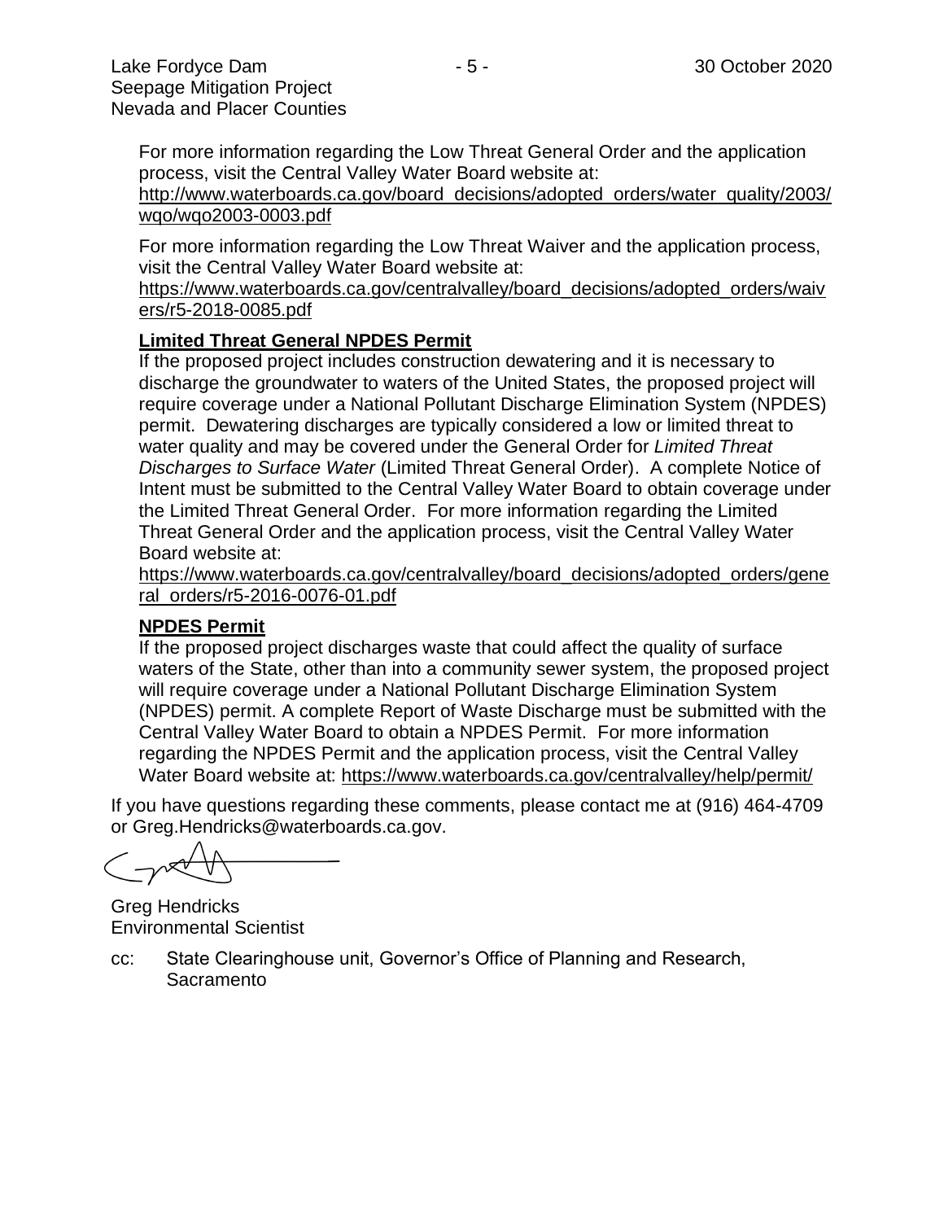For more information regarding the Low Threat General Order and the application process, visit the Central Valley Water Board website at: http://www.waterboards.ca.gov/board_decisions/adopted_orders/water_quality/2003/wqo/wqo2003-0003.pdf

For more information regarding the Low Threat Waiver and the application process, visit the Central Valley Water Board website at: https://www.waterboards.ca.gov/centralvalley/board_decisions/adopted_orders/waivers/r5-2018-0085.pdf

**Limited Threat General NPDES Permit**

If the proposed project includes construction dewatering and it is necessary to discharge the groundwater to waters of the United States, the proposed project will require coverage under a National Pollutant Discharge Elimination System (NPDES) permit. Dewatering discharges are typically considered a low or limited threat to water quality and may be covered under the General Order for *Limited Threat Discharges to Surface Water* (Limited Threat General Order). A complete Notice of Intent must be submitted to the Central Valley Water Board to obtain coverage under the Limited Threat General Order. For more information regarding the Limited Threat General Order and the application process, visit the Central Valley Water Board website at: https://www.waterboards.ca.gov/centralvalley/board_decisions/adopted_orders/general_orders/r5-2016-0076-01.pdf

**NPDES Permit**

If the proposed project discharges waste that could affect the quality of surface waters of the State, other than into a community sewer system, the proposed project will require coverage under a National Pollutant Discharge Elimination System (NPDES) permit. A complete Report of Waste Discharge must be submitted with the Central Valley Water Board to obtain a NPDES Permit. For more information regarding the NPDES Permit and the application process, visit the Central Valley Water Board website at: https://www.waterboards.ca.gov/centralvalley/help/permit/

If you have questions regarding these comments, please contact me at (916) 464-4709 or Greg.Hendricks@waterboards.ca.gov.

Greg Hendricks
Environmental Scientist

cc: State Clearinghouse unit, Governor's Office of Planning and Research, Sacramento